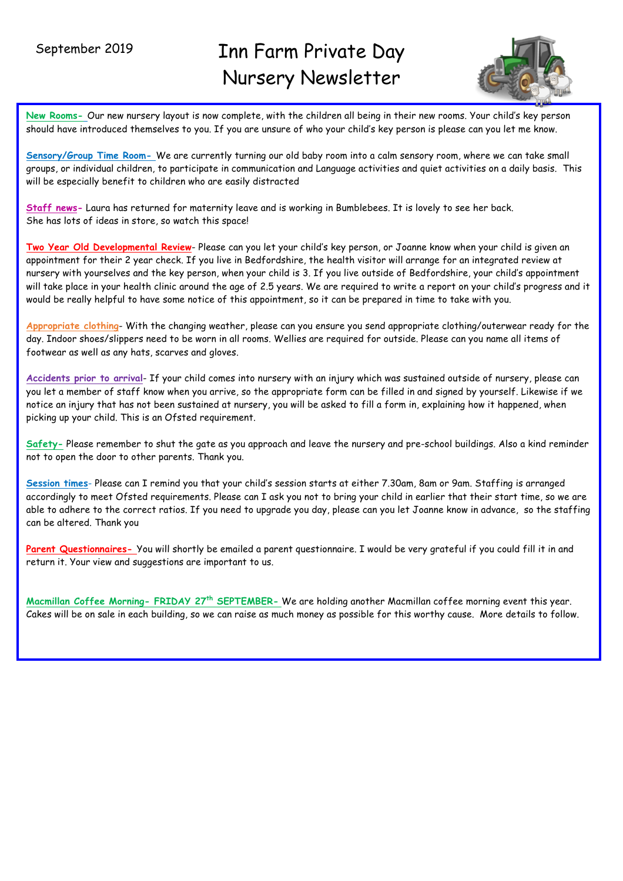September 2019

# Inn Farm Private Day Nursery Newsletter

**New Rooms-** Our new nursery layout is now complete, with the children all being in their new rooms. Your child's key person should have introduced themselves to you. If you are unsure of who your child's key person is please can you let me know.

**Sensory/Group Time Room-** We are currently turning our old baby room into a calm sensory room, where we can take small groups, or individual children, to participate in communication and Language activities and quiet activities on a daily basis. This will be especially benefit to children who are easily distracted

**Staff news-** Laura has returned for maternity leave and is working in Bumblebees. It is lovely to see her back. She has lots of ideas in store, so watch this space!

**Two Year Old Developmental Review**- Please can you let your child's key person, or Joanne know when your child is given an appointment for their 2 year check. If you live in Bedfordshire, the health visitor will arrange for an integrated review at nursery with yourselves and the key person, when your child is 3. If you live outside of Bedfordshire, your child's appointment will take place in your health clinic around the age of 2.5 years. We are required to write a report on your child's progress and it would be really helpful to have some notice of this appointment, so it can be prepared in time to take with you.

**Appropriate clothing**- With the changing weather, please can you ensure you send appropriate clothing/outerwear ready for the day. Indoor shoes/slippers need to be worn in all rooms. Wellies are required for outside. Please can you name all items of footwear as well as any hats, scarves and gloves.

**Accidents prior to arrival**- If your child comes into nursery with an injury which was sustained outside of nursery, please can you let a member of staff know when you arrive, so the appropriate form can be filled in and signed by yourself. Likewise if we notice an injury that has not been sustained at nursery, you will be asked to fill a form in, explaining how it happened, when picking up your child. This is an Ofsted requirement.

**Safety-** Please remember to shut the gate as you approach and leave the nursery and pre-school buildings. Also a kind reminder not to open the door to other parents. Thank you.

**Session times**- Please can I remind you that your child's session starts at either 7.30am, 8am or 9am. Staffing is arranged accordingly to meet Ofsted requirements. Please can I ask you not to bring your child in earlier that their start time, so we are able to adhere to the correct ratios. If you need to upgrade you day, please can you let Joanne know in advance, so the staffing can be altered. Thank you

**Parent Questionnaires-** You will shortly be emailed a parent questionnaire. I would be very grateful if you could fill it in and return it. Your view and suggestions are important to us.

**Macmillan Coffee Morning- FRIDAY 27th SEPTEMBER-** We are holding another Macmillan coffee morning event this year. Cakes will be on sale in each building, so we can raise as much money as possible for this worthy cause. More details to follow.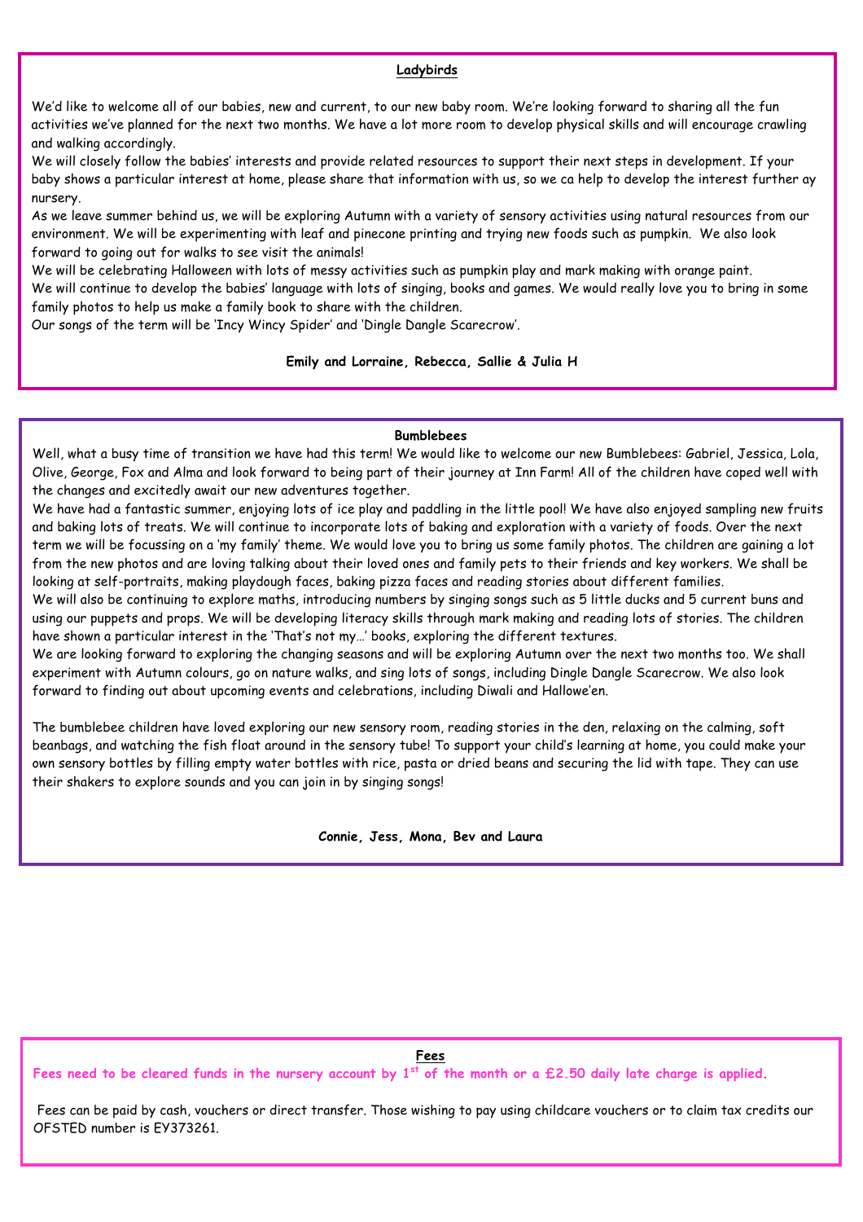## Ladybirds

We'd like to welcome all of our babies, new and current, to our new baby room. We're looking forward to sharing all the fun activities we've planned for the next two months. We have a lot more room to develop physical skills and will encourage crawling and walking accordingly.

We will closely follow the babies' interests and provide related resources to support their next steps in development. If your baby shows a particular interest at home, please share that information with us, so we ca help to develop the interest further ay nursery.

As we leave summer behind us, we will be exploring Autumn with a variety of sensory activities using natural resources from our environment. We will be experimenting with leaf and pinecone printing and trying new foods such as pumpkin. We also look forward to going out for walks to see visit the animals!

We will be celebrating Halloween with lots of messy activities such as pumpkin play and mark making with orange paint.

We will continue to develop the babies' language with lots of singing, books and games. We would really love you to bring in some family photos to help us make a family book to share with the children.

Our songs of the term will be 'Incy Wincy Spider' and 'Dingle Dangle Scarecrow'.

**Emily and Lorraine, Rebecca, Sallie & Julia H**

## Bumblebees

Well, what a busy time of transition we have had this term! We would like to welcome our new Bumblebees: Gabriel, Jessica, Lola, Olive, George, Fox and Alma and look forward to being part of their journey at Inn Farm! All of the children have coped well with the changes and excitedly await our new adventures together.

We have had a fantastic summer, enjoying lots of ice play and paddling in the little pool! We have also enjoyed sampling new fruits and baking lots of treats. We will continue to incorporate lots of baking and exploration with a variety of foods. Over the next term we will be focussing on a 'my family' theme. We would love you to bring us some family photos. The children are gaining a lot from the new photos and are loving talking about their loved ones and family pets to their friends and key workers. We shall be looking at self-portraits, making playdough faces, baking pizza faces and reading stories about different families.

We will also be continuing to explore maths, introducing numbers by singing songs such as 5 little ducks and 5 current buns and using our puppets and props. We will be developing literacy skills through mark making and reading lots of stories. The children have shown a particular interest in the 'That's not my…' books, exploring the different textures.

We are looking forward to exploring the changing seasons and will be exploring Autumn over the next two months too. We shall experiment with Autumn colours, go on nature walks, and sing lots of songs, including Dingle Dangle Scarecrow. We also look forward to finding out about upcoming events and celebrations, including Diwali and Hallowe'en.

The bumblebee children have loved exploring our new sensory room, reading stories in the den, relaxing on the calming, soft beanbags, and watching the fish float around in the sensory tube! To support your child's learning at home, you could make your own sensory bottles by filling empty water bottles with rice, pasta or dried beans and securing the lid with tape. They can use their shakers to explore sounds and you can join in by singing songs!

**Connie, Jess, Mona, Bev and Laura**

## Fees

**Fees need to be cleared funds in the nursery account by 1st of the month or a £2.50 daily late charge is applied.**

Fees can be paid by cash, vouchers or direct transfer. Those wishing to pay using childcare vouchers or to claim tax credits our OFSTED number is EY373261.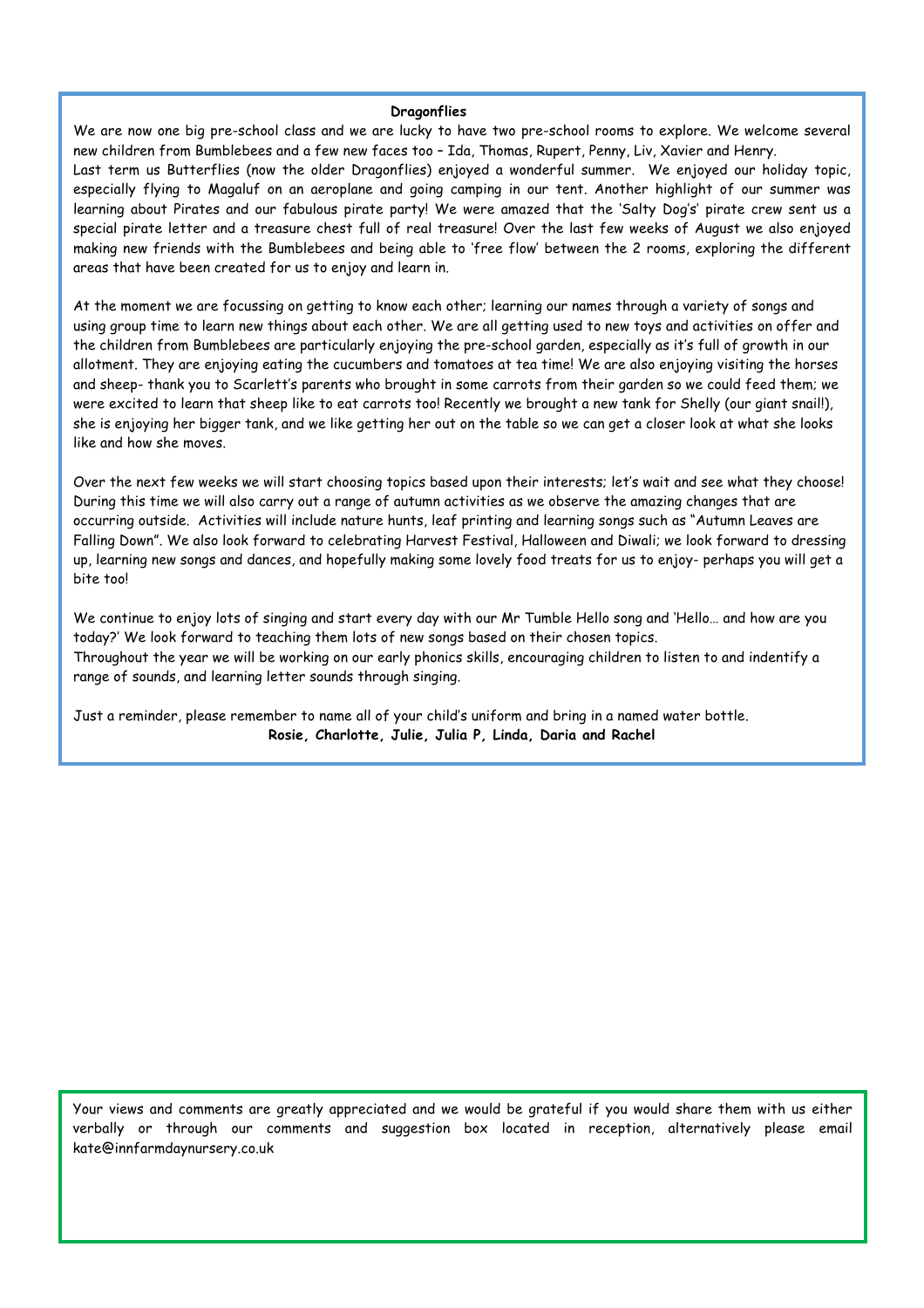**Dragonflies**

We are now one big pre-school class and we are lucky to have two pre-school rooms to explore. We welcome several new children from Bumblebees and a few new faces too – Ida, Thomas, Rupert, Penny, Liv, Xavier and Henry.
Last term us Butterflies (now the older Dragonflies) enjoyed a wonderful summer. We enjoyed our holiday topic, especially flying to Magaluf on an aeroplane and going camping in our tent. Another highlight of our summer was learning about Pirates and our fabulous pirate party! We were amazed that the 'Salty Dog's' pirate crew sent us a special pirate letter and a treasure chest full of real treasure! Over the last few weeks of August we also enjoyed making new friends with the Bumblebees and being able to 'free flow' between the 2 rooms, exploring the different areas that have been created for us to enjoy and learn in.

At the moment we are focussing on getting to know each other; learning our names through a variety of songs and using group time to learn new things about each other. We are all getting used to new toys and activities on offer and the children from Bumblebees are particularly enjoying the pre-school garden, especially as it's full of growth in our allotment. They are enjoying eating the cucumbers and tomatoes at tea time! We are also enjoying visiting the horses and sheep- thank you to Scarlett's parents who brought in some carrots from their garden so we could feed them; we were excited to learn that sheep like to eat carrots too! Recently we brought a new tank for Shelly (our giant snail!), she is enjoying her bigger tank, and we like getting her out on the table so we can get a closer look at what she looks like and how she moves.

Over the next few weeks we will start choosing topics based upon their interests; let's wait and see what they choose! During this time we will also carry out a range of autumn activities as we observe the amazing changes that are occurring outside. Activities will include nature hunts, leaf printing and learning songs such as "Autumn Leaves are Falling Down". We also look forward to celebrating Harvest Festival, Halloween and Diwali; we look forward to dressing up, learning new songs and dances, and hopefully making some lovely food treats for us to enjoy- perhaps you will get a bite too!

We continue to enjoy lots of singing and start every day with our Mr Tumble Hello song and 'Hello… and how are you today?' We look forward to teaching them lots of new songs based on their chosen topics.
Throughout the year we will be working on our early phonics skills, encouraging children to listen to and indentify a range of sounds, and learning letter sounds through singing.

Just a reminder, please remember to name all of your child's uniform and bring in a named water bottle.

**Rosie, Charlotte, Julie, Julia P, Linda, Daria and Rachel**

Your views and comments are greatly appreciated and we would be grateful if you would share them with us either verbally or through our comments and suggestion box located in reception, alternatively please email kate@innfarmdaynursery.co.uk